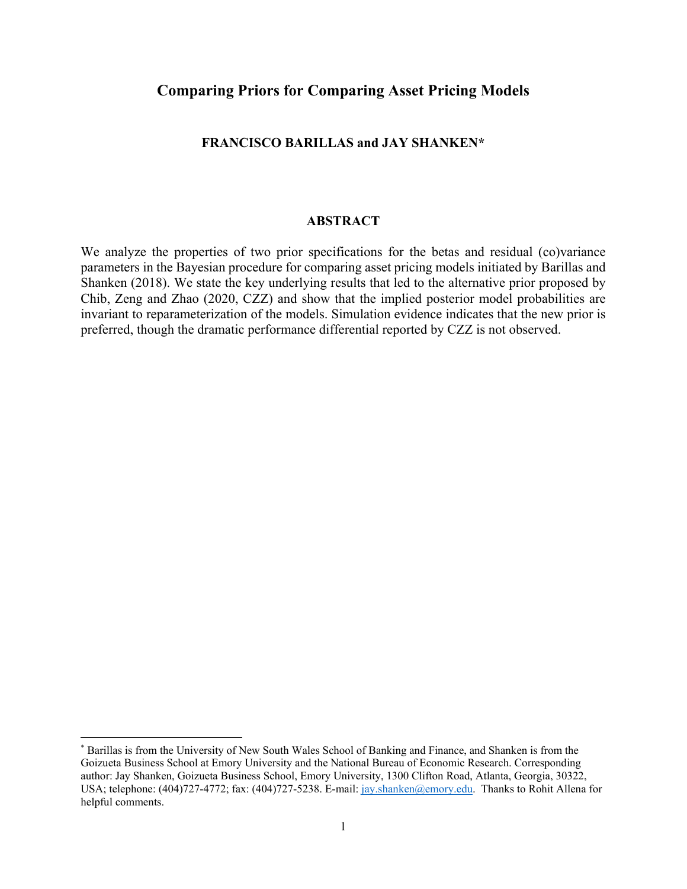# Comparing Priors for Comparing Asset Pricing Models

**FRANCISCO BARILLAS and JAY SHANKEN***

## ABSTRACT

We analyze the properties of two prior specifications for the betas and residual (co)variance parameters in the Bayesian procedure for comparing asset pricing models initiated by Barillas and Shanken (2018). We state the key underlying results that led to the alternative prior proposed by Chib, Zeng and Zhao (2020, CZZ) and show that the implied posterior model probabilities are invariant to reparameterization of the models. Simulation evidence indicates that the new prior is preferred, though the dramatic performance differential reported by CZZ is not observed.

---

* Barillas is from the University of New South Wales School of Banking and Finance, and Shanken is from the Goizueta Business School at Emory University and the National Bureau of Economic Research. Corresponding author: Jay Shanken, Goizueta Business School, Emory University, 1300 Clifton Road, Atlanta, Georgia, 30322, USA; telephone: (404)727-4772; fax: (404)727-5238. E-mail: jay.shanken@emory.edu. Thanks to Rohit Allena for helpful comments.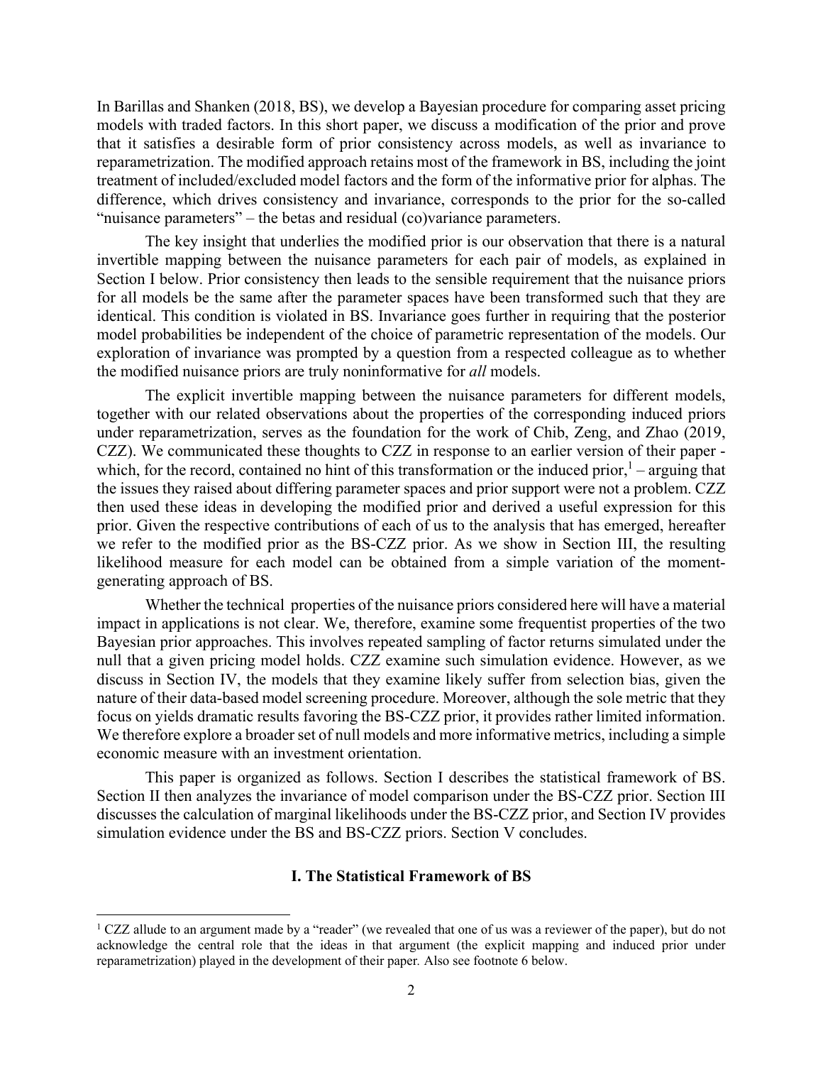In Barillas and Shanken (2018, BS), we develop a Bayesian procedure for comparing asset pricing models with traded factors. In this short paper, we discuss a modification of the prior and prove that it satisfies a desirable form of prior consistency across models, as well as invariance to reparametrization. The modified approach retains most of the framework in BS, including the joint treatment of included/excluded model factors and the form of the informative prior for alphas. The difference, which drives consistency and invariance, corresponds to the prior for the so-called "nuisance parameters" – the betas and residual (co)variance parameters.

The key insight that underlies the modified prior is our observation that there is a natural invertible mapping between the nuisance parameters for each pair of models, as explained in Section I below. Prior consistency then leads to the sensible requirement that the nuisance priors for all models be the same after the parameter spaces have been transformed such that they are identical. This condition is violated in BS. Invariance goes further in requiring that the posterior model probabilities be independent of the choice of parametric representation of the models. Our exploration of invariance was prompted by a question from a respected colleague as to whether the modified nuisance priors are truly noninformative for *all* models.

The explicit invertible mapping between the nuisance parameters for different models, together with our related observations about the properties of the corresponding induced priors under reparametrization, serves as the foundation for the work of Chib, Zeng, and Zhao (2019, CZZ). We communicated these thoughts to CZZ in response to an earlier version of their paper - which, for the record, contained no hint of this transformation or the induced prior,[1] – arguing that the issues they raised about differing parameter spaces and prior support were not a problem. CZZ then used these ideas in developing the modified prior and derived a useful expression for this prior. Given the respective contributions of each of us to the analysis that has emerged, hereafter we refer to the modified prior as the BS-CZZ prior. As we show in Section III, the resulting likelihood measure for each model can be obtained from a simple variation of the moment-generating approach of BS.

Whether the technical properties of the nuisance priors considered here will have a material impact in applications is not clear. We, therefore, examine some frequentist properties of the two Bayesian prior approaches. This involves repeated sampling of factor returns simulated under the null that a given pricing model holds. CZZ examine such simulation evidence. However, as we discuss in Section IV, the models that they examine likely suffer from selection bias, given the nature of their data-based model screening procedure. Moreover, although the sole metric that they focus on yields dramatic results favoring the BS-CZZ prior, it provides rather limited information. We therefore explore a broader set of null models and more informative metrics, including a simple economic measure with an investment orientation.

This paper is organized as follows. Section I describes the statistical framework of BS. Section II then analyzes the invariance of model comparison under the BS-CZZ prior. Section III discusses the calculation of marginal likelihoods under the BS-CZZ prior, and Section IV provides simulation evidence under the BS and BS-CZZ priors. Section V concludes.

## I. The Statistical Framework of BS

[1] CZZ allude to an argument made by a "reader" (we revealed that one of us was a reviewer of the paper), but do not acknowledge the central role that the ideas in that argument (the explicit mapping and induced prior under reparametrization) played in the development of their paper. Also see footnote 6 below.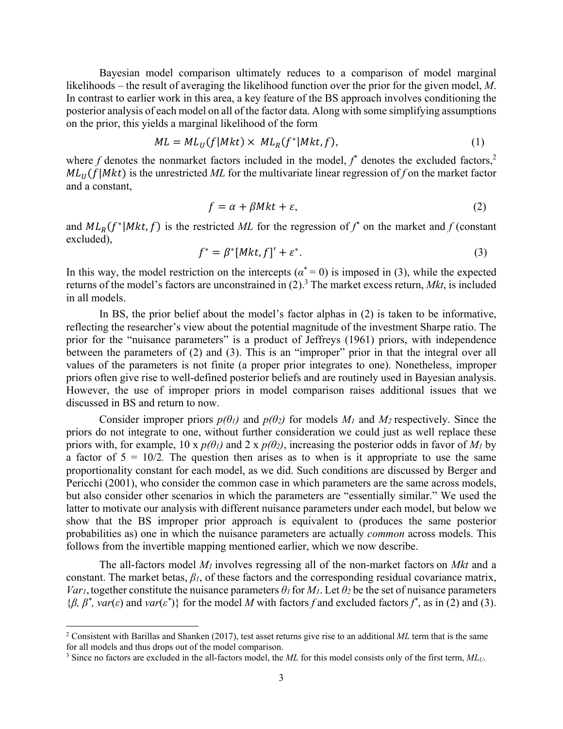Bayesian model comparison ultimately reduces to a comparison of model marginal likelihoods – the result of averaging the likelihood function over the prior for the given model, *M*. In contrast to earlier work in this area, a key feature of the BS approach involves conditioning the posterior analysis of each model on all of the factor data. Along with some simplifying assumptions on the prior, this yields a marginal likelihood of the form

$$ML = ML_U(f|Mkt) \times ML_R(f^*|Mkt, f), \tag{1}$$

where $f$ denotes the nonmarket factors included in the model, $f^*$ denotes the excluded factors,[2] $ML_U(f|Mkt)$ is the unrestricted *ML* for the multivariate linear regression of $f$ on the market factor and a constant,

$$f = \alpha + \beta Mkt + \varepsilon, \tag{2}$$

and $ML_R(f^*|Mkt, f)$ is the restricted *ML* for the regression of $f^*$ on the market and $f$ (constant excluded),

$$f^* = \beta^*[Mkt, f]' + \varepsilon^*. \tag{3}$$

In this way, the model restriction on the intercepts ($\alpha^* = 0$) is imposed in (3), while the expected returns of the model's factors are unconstrained in (2).[3] The market excess return, *Mkt*, is included in all models.

In BS, the prior belief about the model's factor alphas in (2) is taken to be informative, reflecting the researcher's view about the potential magnitude of the investment Sharpe ratio. The prior for the "nuisance parameters" is a product of Jeffreys (1961) priors, with independence between the parameters of (2) and (3). This is an "improper" prior in that the integral over all values of the parameters is not finite (a proper prior integrates to one). Nonetheless, improper priors often give rise to well-defined posterior beliefs and are routinely used in Bayesian analysis. However, the use of improper priors in model comparison raises additional issues that we discussed in BS and return to now.

Consider improper priors $p(\theta_1)$ and $p(\theta_2)$ for models $M_1$ and $M_2$ respectively. Since the priors do not integrate to one, without further consideration we could just as well replace these priors with, for example, 10 x $p(\theta_1)$ and 2 x $p(\theta_2)$, increasing the posterior odds in favor of $M_1$ by a factor of 5 = 10/2. The question then arises as to when is it appropriate to use the same proportionality constant for each model, as we did. Such conditions are discussed by Berger and Pericchi (2001), who consider the common case in which parameters are the same across models, but also consider other scenarios in which the parameters are "essentially similar." We used the latter to motivate our analysis with different nuisance parameters under each model, but below we show that the BS improper prior approach is equivalent to (produces the same posterior probabilities as) one in which the nuisance parameters are actually *common* across models. This follows from the invertible mapping mentioned earlier, which we now describe.

The all-factors model $M_1$ involves regressing all of the non-market factors on *Mkt* and a constant. The market betas, $\beta_1$, of these factors and the corresponding residual covariance matrix, $Var_1$, together constitute the nuisance parameters $\theta_1$ for $M_1$. Let $\theta_2$ be the set of nuisance parameters $\{\beta, \beta^*, var(\varepsilon)$ and $var(\varepsilon^*)\}$ for the model *M* with factors $f$ and excluded factors $f^*$, as in (2) and (3).

---

[2] Consistent with Barillas and Shanken (2017), test asset returns give rise to an additional *ML* term that is the same for all models and thus drops out of the model comparison.

[3] Since no factors are excluded in the all-factors model, the *ML* for this model consists only of the first term, $ML_U$.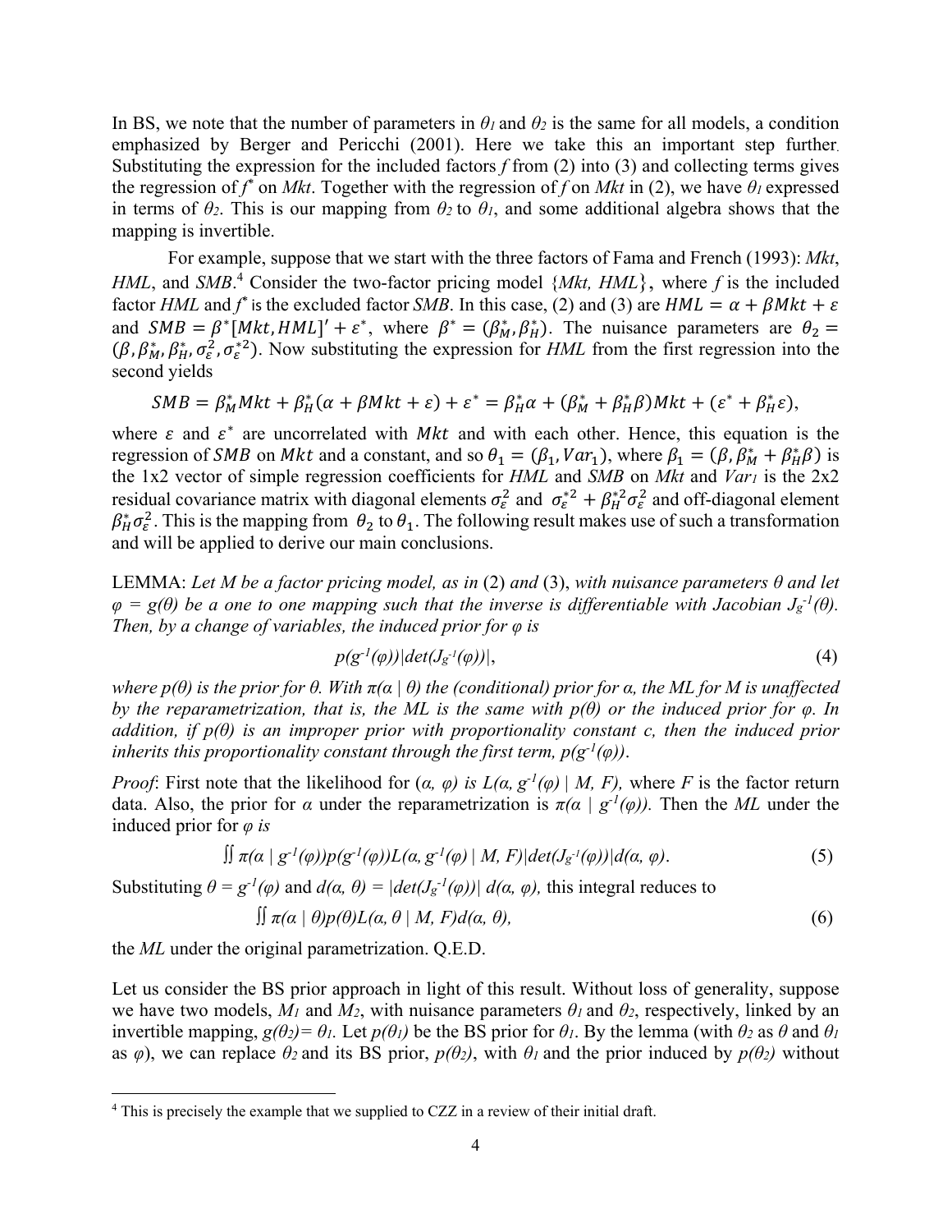In BS, we note that the number of parameters in $\theta_1$ and $\theta_2$ is the same for all models, a condition emphasized by Berger and Pericchi (2001). Here we take this an important step further. Substituting the expression for the included factors *f* from (2) into (3) and collecting terms gives the regression of $f^*$ on *Mkt*. Together with the regression of *f* on *Mkt* in (2), we have $\theta_1$ expressed in terms of $\theta_2$. This is our mapping from $\theta_2$ to $\theta_1$, and some additional algebra shows that the mapping is invertible.

For example, suppose that we start with the three factors of Fama and French (1993): *Mkt*, *HML*, and *SMB*.[4] Consider the two-factor pricing model {*Mkt, HML*}, where *f* is the included factor *HML* and $f^*$ is the excluded factor *SMB*. In this case, (2) and (3) are $HML = \alpha + \beta Mkt + \varepsilon$ and $SMB = \beta^*[Mkt, HML]' + \varepsilon^*$, where $\beta^* = (\beta_M^*, \beta_H^*)$. The nuisance parameters are $\theta_2 = (\beta, \beta_M^*, \beta_H^*, \sigma_\varepsilon^2, \sigma_\varepsilon^{*2})$. Now substituting the expression for *HML* from the first regression into the second yields

$$SMB = \beta_M^* Mkt + \beta_H^*(\alpha + \beta Mkt + \varepsilon) + \varepsilon^* = \beta_H^*\alpha + (\beta_M^* + \beta_H^*\beta)Mkt + (\varepsilon^* + \beta_H^*\varepsilon),$$

where $\varepsilon$ and $\varepsilon^*$ are uncorrelated with $Mkt$ and with each other. Hence, this equation is the regression of $SMB$ on $Mkt$ and a constant, and so $\theta_1 = (\beta_1, Var_1)$, where $\beta_1 = (\beta, \beta_M^* + \beta_H^*\beta)$ is the 1x2 vector of simple regression coefficients for *HML* and *SMB* on *Mkt* and $Var_1$ is the 2x2 residual covariance matrix with diagonal elements $\sigma_\varepsilon^2$ and $\sigma_\varepsilon^{*2} + \beta_H^{*2}\sigma_\varepsilon^2$ and off-diagonal element $\beta_H^*\sigma_\varepsilon^2$. This is the mapping from $\theta_2$ to $\theta_1$. The following result makes use of such a transformation and will be applied to derive our main conclusions.

LEMMA: *Let M be a factor pricing model, as in* (2) *and* (3), *with nuisance parameters* $\theta$ *and let* $\varphi = g(\theta)$ *be a one to one mapping such that the inverse is differentiable with Jacobian* $J_{g^{-1}}(\theta)$. *Then, by a change of variables, the induced prior for* $\varphi$ *is*

$$p(g^{-1}(\varphi))|det(J_{g^{-1}}(\varphi))|, \tag{4}$$

*where* $p(\theta)$ *is the prior for* $\theta$. *With* $\pi(\alpha \mid \theta)$ *the (conditional) prior for* $\alpha$, *the ML for M is unaffected by the reparametrization, that is, the ML is the same with* $p(\theta)$ *or the induced prior for* $\varphi$. *In addition, if* $p(\theta)$ *is an improper prior with proportionality constant c, then the induced prior inherits this proportionality constant through the first term,* $p(g^{-1}(\varphi))$.

*Proof*: First note that the likelihood for $(\alpha, \varphi)$ *is* $L(\alpha, g^{-1}(\varphi) \mid M, F)$, where *F* is the factor return data. Also, the prior for $\alpha$ under the reparametrization is $\pi(\alpha \mid g^{-1}(\varphi))$. Then the *ML* under the induced prior for $\varphi$ *is*

$$\iint \pi(\alpha \mid g^{-1}(\varphi))p(g^{-1}(\varphi))L(\alpha, g^{-1}(\varphi) \mid M, F)|det(J_{g^{-1}}(\varphi))|d(\alpha, \varphi). \tag{5}$$

Substituting $\theta = g^{-1}(\varphi)$ and $d(\alpha, \theta) = |det(J_{g^{-1}}(\varphi))|\, d(\alpha, \varphi)$, this integral reduces to

$$\iint \pi(\alpha \mid \theta)p(\theta)L(\alpha, \theta \mid M, F)d(\alpha, \theta), \tag{6}$$

the *ML* under the original parametrization. Q.E.D.

Let us consider the BS prior approach in light of this result. Without loss of generality, suppose we have two models, $M_1$ and $M_2$, with nuisance parameters $\theta_1$ and $\theta_2$, respectively, linked by an invertible mapping, $g(\theta_2) = \theta_1$. Let $p(\theta_1)$ be the BS prior for $\theta_1$. By the lemma (with $\theta_2$ as $\theta$ and $\theta_1$ as $\varphi$), we can replace $\theta_2$ and its BS prior, $p(\theta_2)$, with $\theta_1$ and the prior induced by $p(\theta_2)$ without

[4] This is precisely the example that we supplied to CZZ in a review of their initial draft.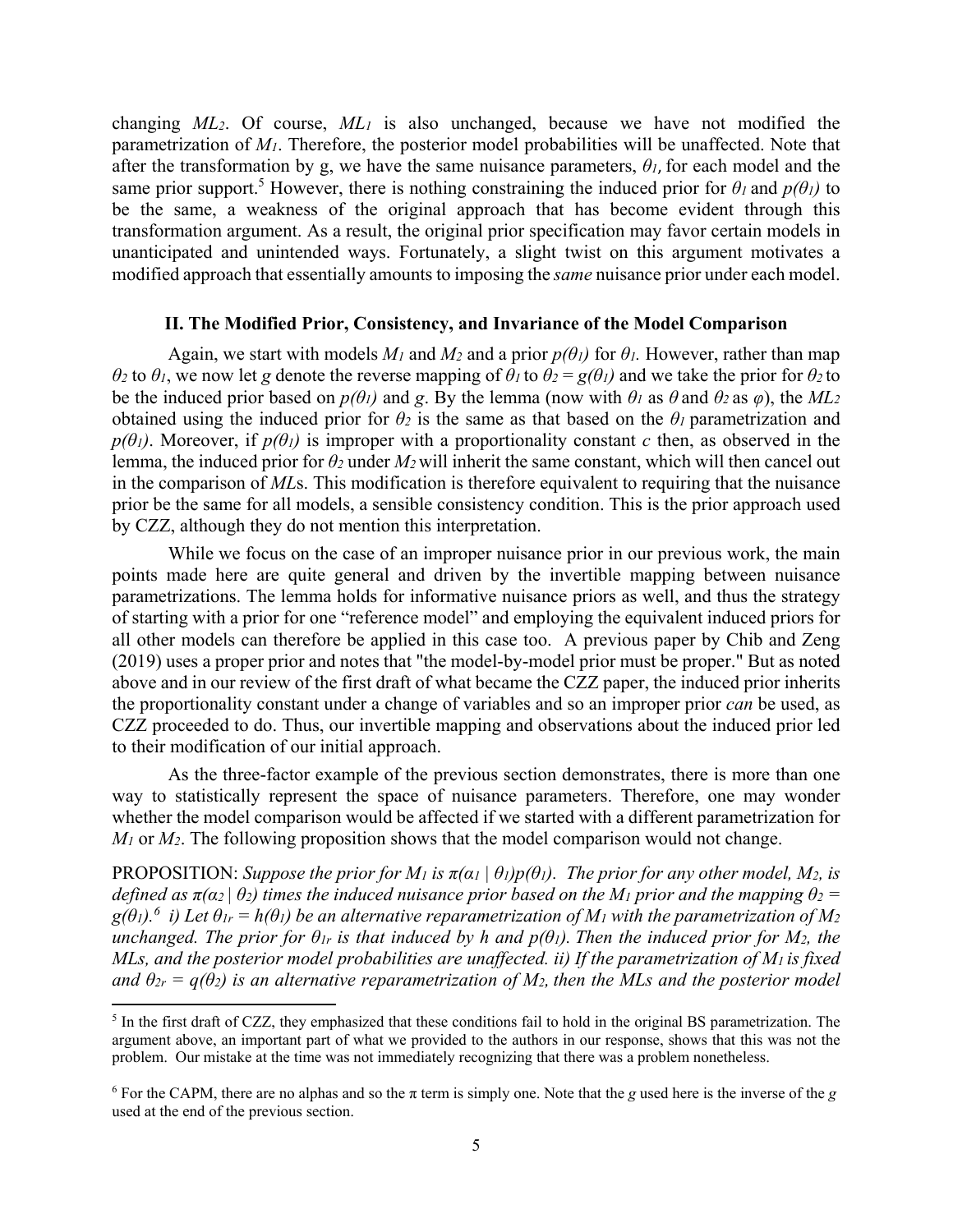changing $ML_2$. Of course, $ML_1$ is also unchanged, because we have not modified the parametrization of $M_1$. Therefore, the posterior model probabilities will be unaffected. Note that after the transformation by g, we have the same nuisance parameters, $\theta_1$, for each model and the same prior support.[5] However, there is nothing constraining the induced prior for $\theta_1$ and $p(\theta_1)$ to be the same, a weakness of the original approach that has become evident through this transformation argument. As a result, the original prior specification may favor certain models in unanticipated and unintended ways. Fortunately, a slight twist on this argument motivates a modified approach that essentially amounts to imposing the *same* nuisance prior under each model.

## II. The Modified Prior, Consistency, and Invariance of the Model Comparison

Again, we start with models $M_1$ and $M_2$ and a prior $p(\theta_1)$ for $\theta_1$. However, rather than map $\theta_2$ to $\theta_1$, we now let $g$ denote the reverse mapping of $\theta_1$ to $\theta_2 = g(\theta_1)$ and we take the prior for $\theta_2$ to be the induced prior based on $p(\theta_1)$ and $g$. By the lemma (now with $\theta_1$ as $\theta$ and $\theta_2$ as $\varphi$), the $ML_2$ obtained using the induced prior for $\theta_2$ is the same as that based on the $\theta_1$ parametrization and $p(\theta_1)$. Moreover, if $p(\theta_1)$ is improper with a proportionality constant $c$ then, as observed in the lemma, the induced prior for $\theta_2$ under $M_2$ will inherit the same constant, which will then cancel out in the comparison of $ML$s. This modification is therefore equivalent to requiring that the nuisance prior be the same for all models, a sensible consistency condition. This is the prior approach used by CZZ, although they do not mention this interpretation.

While we focus on the case of an improper nuisance prior in our previous work, the main points made here are quite general and driven by the invertible mapping between nuisance parametrizations. The lemma holds for informative nuisance priors as well, and thus the strategy of starting with a prior for one "reference model" and employing the equivalent induced priors for all other models can therefore be applied in this case too. A previous paper by Chib and Zeng (2019) uses a proper prior and notes that "the model-by-model prior must be proper." But as noted above and in our review of the first draft of what became the CZZ paper, the induced prior inherits the proportionality constant under a change of variables and so an improper prior *can* be used, as CZZ proceeded to do. Thus, our invertible mapping and observations about the induced prior led to their modification of our initial approach.

As the three-factor example of the previous section demonstrates, there is more than one way to statistically represent the space of nuisance parameters. Therefore, one may wonder whether the model comparison would be affected if we started with a different parametrization for $M_1$ or $M_2$. The following proposition shows that the model comparison would not change.

PROPOSITION: *Suppose the prior for $M_1$ is $\pi(\alpha_1 \mid \theta_1)p(\theta_1)$. The prior for any other model, $M_2$, is defined as $\pi(\alpha_2 \mid \theta_2)$ times the induced nuisance prior based on the $M_1$ prior and the mapping $\theta_2 = g(\theta_1)$.*[6] *i) Let $\theta_{1r} = h(\theta_1)$ be an alternative reparametrization of $M_1$ with the parametrization of $M_2$ unchanged. The prior for $\theta_{1r}$ is that induced by h and $p(\theta_1)$. Then the induced prior for $M_2$, the MLs, and the posterior model probabilities are unaffected. ii) If the parametrization of $M_1$ is fixed and $\theta_{2r} = q(\theta_2)$ is an alternative reparametrization of $M_2$, then the MLs and the posterior model*

[5] In the first draft of CZZ, they emphasized that these conditions fail to hold in the original BS parametrization. The argument above, an important part of what we provided to the authors in our response, shows that this was not the problem. Our mistake at the time was not immediately recognizing that there was a problem nonetheless.

[6] For the CAPM, there are no alphas and so the $\pi$ term is simply one. Note that the $g$ used here is the inverse of the $g$ used at the end of the previous section.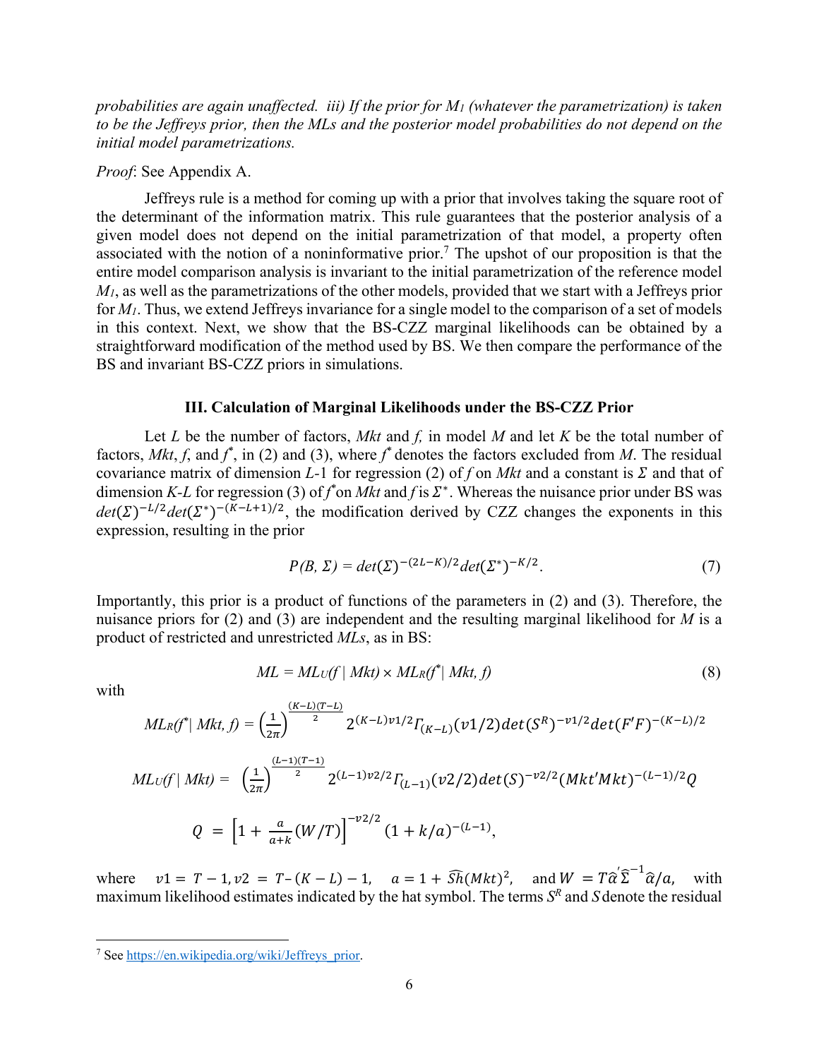*probabilities are again unaffected. iii) If the prior for $M_1$ (whatever the parametrization) is taken to be the Jeffreys prior, then the MLs and the posterior model probabilities do not depend on the initial model parametrizations.*

*Proof*: See Appendix A.

Jeffreys rule is a method for coming up with a prior that involves taking the square root of the determinant of the information matrix. This rule guarantees that the posterior analysis of a given model does not depend on the initial parametrization of that model, a property often associated with the notion of a noninformative prior.[7] The upshot of our proposition is that the entire model comparison analysis is invariant to the initial parametrization of the reference model $M_1$, as well as the parametrizations of the other models, provided that we start with a Jeffreys prior for $M_1$. Thus, we extend Jeffreys invariance for a single model to the comparison of a set of models in this context. Next, we show that the BS-CZZ marginal likelihoods can be obtained by a straightforward modification of the method used by BS. We then compare the performance of the BS and invariant BS-CZZ priors in simulations.

### III. Calculation of Marginal Likelihoods under the BS-CZZ Prior

Let $L$ be the number of factors, *Mkt* and *f*, in model $M$ and let $K$ be the total number of factors, *Mkt*, *f*, and $f^*$, in (2) and (3), where $f^*$ denotes the factors excluded from $M$. The residual covariance matrix of dimension $L$-1 for regression (2) of *f* on *Mkt* and a constant is $\Sigma$ and that of dimension $K$-$L$ for regression (3) of $f^*$ on *Mkt* and *f* is $\Sigma^*$. Whereas the nuisance prior under BS was $det(\Sigma)^{-L/2}det(\Sigma^*)^{-(K-L+1)/2}$, the modification derived by CZZ changes the exponents in this expression, resulting in the prior

$$P(B, \Sigma) = det(\Sigma)^{-(2L-K)/2}det(\Sigma^*)^{-K/2}. \tag{7}$$

Importantly, this prior is a product of functions of the parameters in (2) and (3). Therefore, the nuisance priors for (2) and (3) are independent and the resulting marginal likelihood for $M$ is a product of restricted and unrestricted *MLs*, as in BS:

$$ML = ML_U(f \mid Mkt) \times ML_R(f^* \mid Mkt, f) \tag{8}$$

with

$$ML_R(f^* \mid Mkt, f) = \left(\frac{1}{2\pi}\right)^{\frac{(K-L)(T-L)}{2}} 2^{(K-L)v1/2}\Gamma_{(K-L)}(v1/2)det(S^R)^{-v1/2}det(F'F)^{-(K-L)/2}$$

$$ML_U(f \mid Mkt) = \left(\frac{1}{2\pi}\right)^{\frac{(L-1)(T-1)}{2}} 2^{(L-1)v2/2}\Gamma_{(L-1)}(v2/2)det(S)^{-v2/2}(Mkt'Mkt)^{-(L-1)/2}Q$$

$$Q = \left[1 + \frac{a}{a+k}(W/T)\right]^{-v2/2}(1 + k/a)^{-(L-1)},$$

where $v1 = T - 1, v2 = T-(K-L)-1$, $a = 1 + \widehat{Sh}(Mkt)^2$, and $W = T\hat{\alpha}'\hat{\Sigma}^{-1}\hat{\alpha}/a$, with maximum likelihood estimates indicated by the hat symbol. The terms $S^R$ and $S$ denote the residual

[7] See https://en.wikipedia.org/wiki/Jeffreys_prior.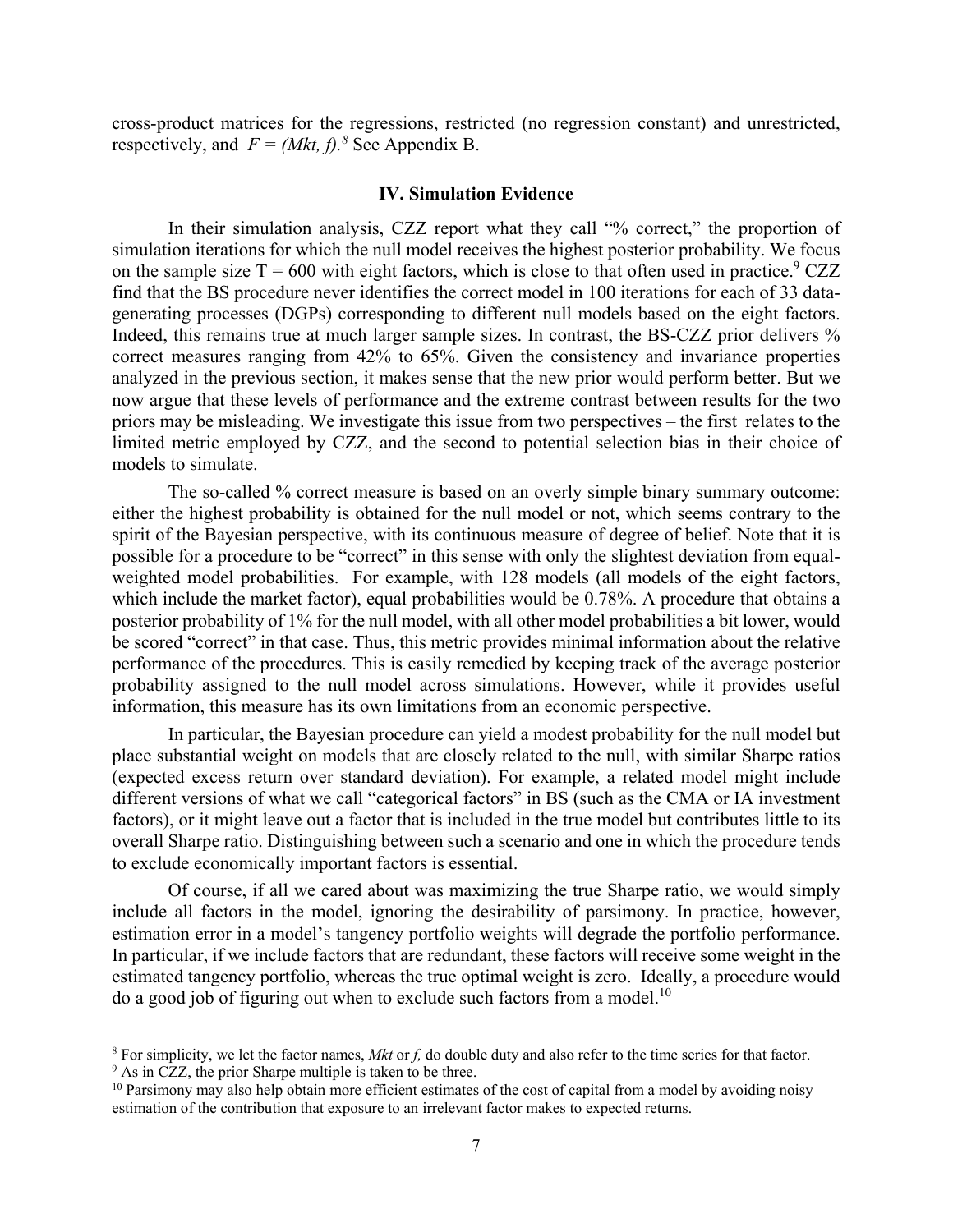cross-product matrices for the regressions, restricted (no regression constant) and unrestricted, respectively, and $F = (Mkt, f)$.[8] See Appendix B.

## IV. Simulation Evidence

In their simulation analysis, CZZ report what they call "% correct," the proportion of simulation iterations for which the null model receives the highest posterior probability. We focus on the sample size T = 600 with eight factors, which is close to that often used in practice.[9] CZZ find that the BS procedure never identifies the correct model in 100 iterations for each of 33 data-generating processes (DGPs) corresponding to different null models based on the eight factors. Indeed, this remains true at much larger sample sizes. In contrast, the BS-CZZ prior delivers % correct measures ranging from 42% to 65%. Given the consistency and invariance properties analyzed in the previous section, it makes sense that the new prior would perform better. But we now argue that these levels of performance and the extreme contrast between results for the two priors may be misleading. We investigate this issue from two perspectives – the first relates to the limited metric employed by CZZ, and the second to potential selection bias in their choice of models to simulate.

The so-called % correct measure is based on an overly simple binary summary outcome: either the highest probability is obtained for the null model or not, which seems contrary to the spirit of the Bayesian perspective, with its continuous measure of degree of belief. Note that it is possible for a procedure to be "correct" in this sense with only the slightest deviation from equal-weighted model probabilities. For example, with 128 models (all models of the eight factors, which include the market factor), equal probabilities would be 0.78%. A procedure that obtains a posterior probability of 1% for the null model, with all other model probabilities a bit lower, would be scored "correct" in that case. Thus, this metric provides minimal information about the relative performance of the procedures. This is easily remedied by keeping track of the average posterior probability assigned to the null model across simulations. However, while it provides useful information, this measure has its own limitations from an economic perspective.

In particular, the Bayesian procedure can yield a modest probability for the null model but place substantial weight on models that are closely related to the null, with similar Sharpe ratios (expected excess return over standard deviation). For example, a related model might include different versions of what we call "categorical factors" in BS (such as the CMA or IA investment factors), or it might leave out a factor that is included in the true model but contributes little to its overall Sharpe ratio. Distinguishing between such a scenario and one in which the procedure tends to exclude economically important factors is essential.

Of course, if all we cared about was maximizing the true Sharpe ratio, we would simply include all factors in the model, ignoring the desirability of parsimony. In practice, however, estimation error in a model's tangency portfolio weights will degrade the portfolio performance. In particular, if we include factors that are redundant, these factors will receive some weight in the estimated tangency portfolio, whereas the true optimal weight is zero. Ideally, a procedure would do a good job of figuring out when to exclude such factors from a model.[10]

---

[8] For simplicity, we let the factor names, *Mkt* or *f*, do double duty and also refer to the time series for that factor.

[9] As in CZZ, the prior Sharpe multiple is taken to be three.

[10] Parsimony may also help obtain more efficient estimates of the cost of capital from a model by avoiding noisy estimation of the contribution that exposure to an irrelevant factor makes to expected returns.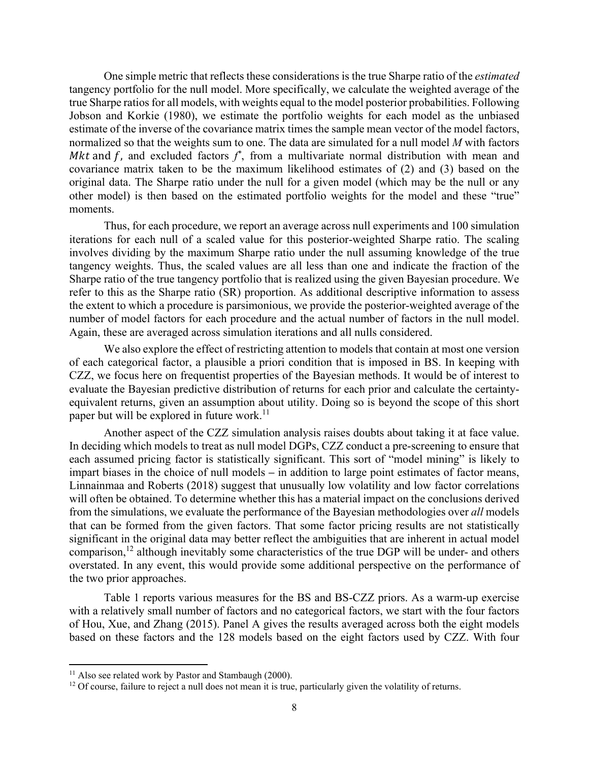One simple metric that reflects these considerations is the true Sharpe ratio of the *estimated* tangency portfolio for the null model. More specifically, we calculate the weighted average of the true Sharpe ratios for all models, with weights equal to the model posterior probabilities. Following Jobson and Korkie (1980), we estimate the portfolio weights for each model as the unbiased estimate of the inverse of the covariance matrix times the sample mean vector of the model factors, normalized so that the weights sum to one. The data are simulated for a null model *M* with factors $Mkt$ and $f$, and excluded factors $f^*$, from a multivariate normal distribution with mean and covariance matrix taken to be the maximum likelihood estimates of (2) and (3) based on the original data. The Sharpe ratio under the null for a given model (which may be the null or any other model) is then based on the estimated portfolio weights for the model and these "true" moments.

Thus, for each procedure, we report an average across null experiments and 100 simulation iterations for each null of a scaled value for this posterior-weighted Sharpe ratio. The scaling involves dividing by the maximum Sharpe ratio under the null assuming knowledge of the true tangency weights. Thus, the scaled values are all less than one and indicate the fraction of the Sharpe ratio of the true tangency portfolio that is realized using the given Bayesian procedure. We refer to this as the Sharpe ratio (SR) proportion. As additional descriptive information to assess the extent to which a procedure is parsimonious, we provide the posterior-weighted average of the number of model factors for each procedure and the actual number of factors in the null model. Again, these are averaged across simulation iterations and all nulls considered.

We also explore the effect of restricting attention to models that contain at most one version of each categorical factor, a plausible a priori condition that is imposed in BS. In keeping with CZZ, we focus here on frequentist properties of the Bayesian methods. It would be of interest to evaluate the Bayesian predictive distribution of returns for each prior and calculate the certainty-equivalent returns, given an assumption about utility. Doing so is beyond the scope of this short paper but will be explored in future work.[11]

Another aspect of the CZZ simulation analysis raises doubts about taking it at face value. In deciding which models to treat as null model DGPs, CZZ conduct a pre-screening to ensure that each assumed pricing factor is statistically significant. This sort of "model mining" is likely to impart biases in the choice of null models – in addition to large point estimates of factor means, Linnainmaa and Roberts (2018) suggest that unusually low volatility and low factor correlations will often be obtained. To determine whether this has a material impact on the conclusions derived from the simulations, we evaluate the performance of the Bayesian methodologies over *all* models that can be formed from the given factors. That some factor pricing results are not statistically significant in the original data may better reflect the ambiguities that are inherent in actual model comparison,[12] although inevitably some characteristics of the true DGP will be under- and others overstated. In any event, this would provide some additional perspective on the performance of the two prior approaches.

Table 1 reports various measures for the BS and BS-CZZ priors. As a warm-up exercise with a relatively small number of factors and no categorical factors, we start with the four factors of Hou, Xue, and Zhang (2015). Panel A gives the results averaged across both the eight models based on these factors and the 128 models based on the eight factors used by CZZ. With four

---

[11] Also see related work by Pastor and Stambaugh (2000).

[12] Of course, failure to reject a null does not mean it is true, particularly given the volatility of returns.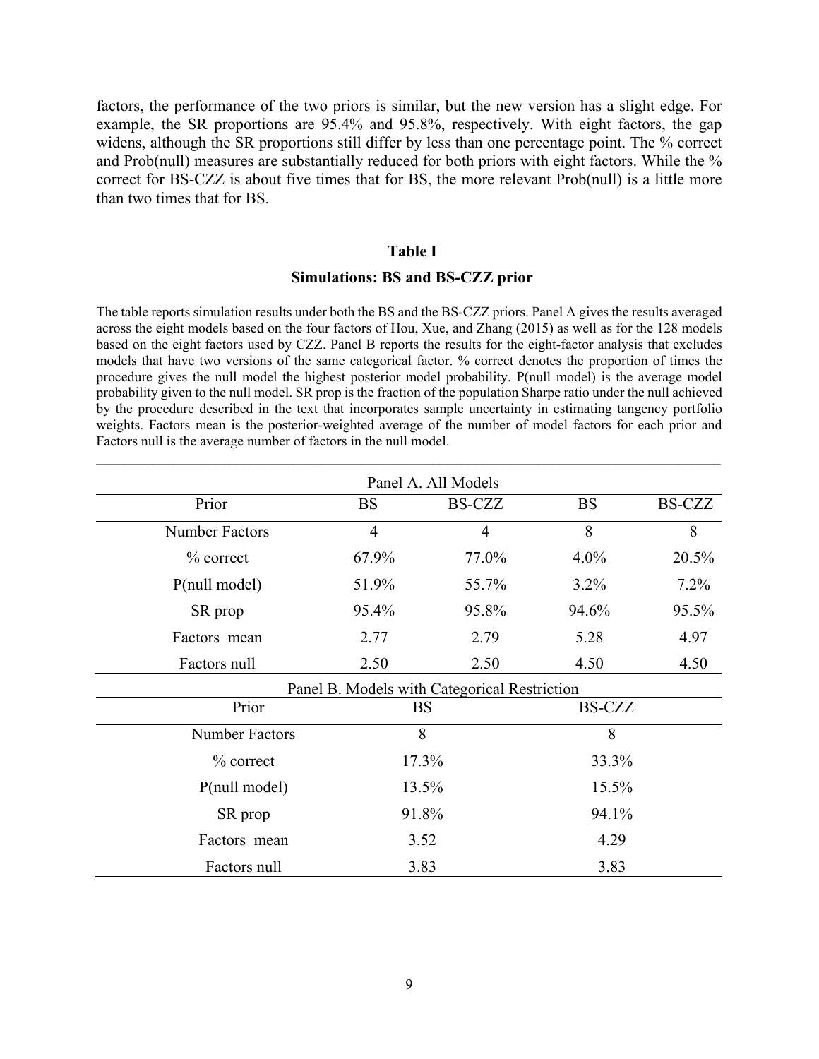factors, the performance of the two priors is similar, but the new version has a slight edge. For example, the SR proportions are 95.4% and 95.8%, respectively. With eight factors, the gap widens, although the SR proportions still differ by less than one percentage point. The % correct and Prob(null) measures are substantially reduced for both priors with eight factors. While the % correct for BS-CZZ is about five times that for BS, the more relevant Prob(null) is a little more than two times that for BS.

**Table I**

**Simulations: BS and BS-CZZ prior**

The table reports simulation results under both the BS and the BS-CZZ priors. Panel A gives the results averaged across the eight models based on the four factors of Hou, Xue, and Zhang (2015) as well as for the 128 models based on the eight factors used by CZZ. Panel B reports the results for the eight-factor analysis that excludes models that have two versions of the same categorical factor. % correct denotes the proportion of times the procedure gives the null model the highest posterior model probability. P(null model) is the average model probability given to the null model. SR prop is the fraction of the population Sharpe ratio under the null achieved by the procedure described in the text that incorporates sample uncertainty in estimating tangency portfolio weights. Factors mean is the posterior-weighted average of the number of model factors for each prior and Factors null is the average number of factors in the null model.

Panel A. All Models

| Prior | BS | BS-CZZ | BS | BS-CZZ |
|---|---|---|---|---|
| Number Factors | 4 | 4 | 8 | 8 |
| % correct | 67.9% | 77.0% | 4.0% | 20.5% |
| P(null model) | 51.9% | 55.7% | 3.2% | 7.2% |
| SR prop | 95.4% | 95.8% | 94.6% | 95.5% |
| Factors mean | 2.77 | 2.79 | 5.28 | 4.97 |
| Factors null | 2.50 | 2.50 | 4.50 | 4.50 |

Panel B. Models with Categorical Restriction

| Prior | BS | BS-CZZ |
|---|---|---|
| Number Factors | 8 | 8 |
| % correct | 17.3% | 33.3% |
| P(null model) | 13.5% | 15.5% |
| SR prop | 91.8% | 94.1% |
| Factors mean | 3.52 | 4.29 |
| Factors null | 3.83 | 3.83 |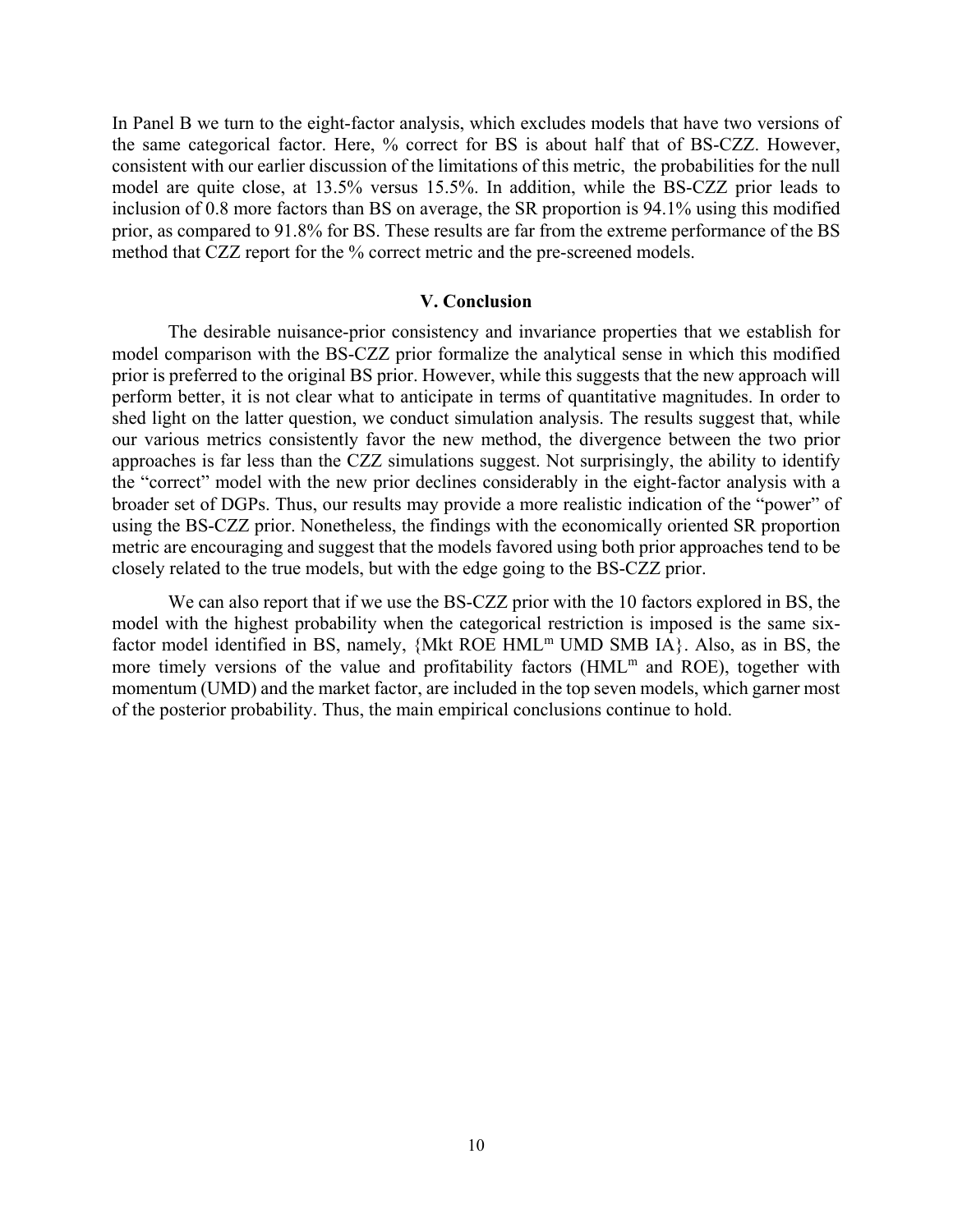In Panel B we turn to the eight-factor analysis, which excludes models that have two versions of the same categorical factor. Here, % correct for BS is about half that of BS-CZZ. However, consistent with our earlier discussion of the limitations of this metric, the probabilities for the null model are quite close, at 13.5% versus 15.5%. In addition, while the BS-CZZ prior leads to inclusion of 0.8 more factors than BS on average, the SR proportion is 94.1% using this modified prior, as compared to 91.8% for BS. These results are far from the extreme performance of the BS method that CZZ report for the % correct metric and the pre-screened models.

## V. Conclusion

The desirable nuisance-prior consistency and invariance properties that we establish for model comparison with the BS-CZZ prior formalize the analytical sense in which this modified prior is preferred to the original BS prior. However, while this suggests that the new approach will perform better, it is not clear what to anticipate in terms of quantitative magnitudes. In order to shed light on the latter question, we conduct simulation analysis. The results suggest that, while our various metrics consistently favor the new method, the divergence between the two prior approaches is far less than the CZZ simulations suggest. Not surprisingly, the ability to identify the "correct" model with the new prior declines considerably in the eight-factor analysis with a broader set of DGPs. Thus, our results may provide a more realistic indication of the "power" of using the BS-CZZ prior. Nonetheless, the findings with the economically oriented SR proportion metric are encouraging and suggest that the models favored using both prior approaches tend to be closely related to the true models, but with the edge going to the BS-CZZ prior.

We can also report that if we use the BS-CZZ prior with the 10 factors explored in BS, the model with the highest probability when the categorical restriction is imposed is the same six-factor model identified in BS, namely, {Mkt ROE $HML^m$ UMD SMB IA}. Also, as in BS, the more timely versions of the value and profitability factors ($HML^m$ and ROE), together with momentum (UMD) and the market factor, are included in the top seven models, which garner most of the posterior probability. Thus, the main empirical conclusions continue to hold.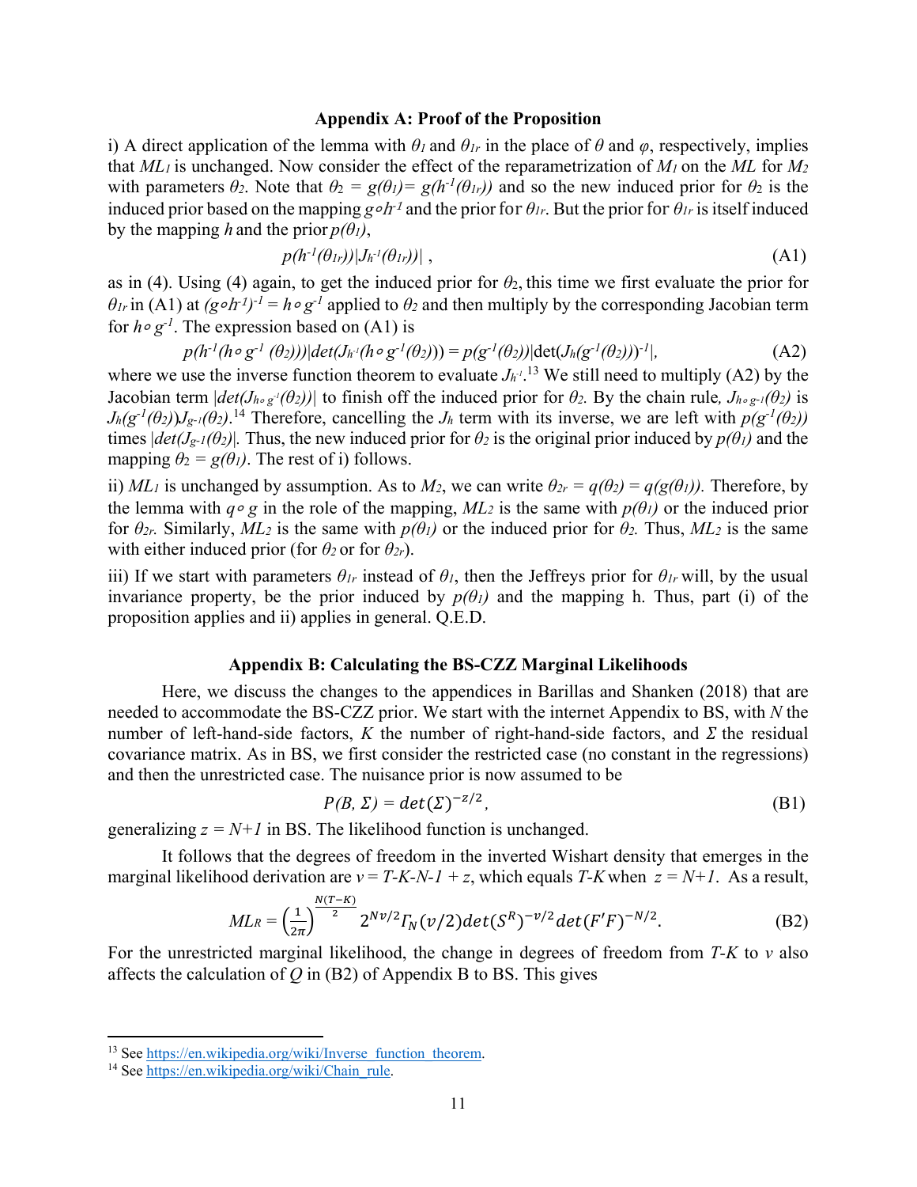## Appendix A: Proof of the Proposition

i) A direct application of the lemma with $\theta_1$ and $\theta_{1r}$ in the place of $\theta$ and $\varphi$, respectively, implies that $ML_1$ is unchanged. Now consider the effect of the reparametrization of $M_1$ on the $ML$ for $M_2$ with parameters $\theta_2$. Note that $\theta_2 = g(\theta_1) = g(h^{-1}(\theta_{1r}))$ and so the new induced prior for $\theta_2$ is the induced prior based on the mapping $g \circ h^{-1}$ and the prior for $\theta_{1r}$. But the prior for $\theta_{1r}$ is itself induced by the mapping $h$ and the prior $p(\theta_1)$,

$$p(h^{-1}(\theta_{1r}))|J_{h^{-1}}(\theta_{1r}))| \,, \tag{A1}$$

as in (4). Using (4) again, to get the induced prior for $\theta_2$, this time we first evaluate the prior for $\theta_{1r}$ in (A1) at $(g \circ h^{-1})^{-1} = h \circ g^{-1}$ applied to $\theta_2$ and then multiply by the corresponding Jacobian term for $h \circ g^{-1}$. The expression based on (A1) is

$$p(h^{-1}(h \circ g^{-1}(\theta_2)))|det(J_{h^{-1}}(h \circ g^{-1}(\theta_2))) = p(g^{-1}(\theta_2))|\det(J_h(g^{-1}(\theta_2)))^{-1}|, \tag{A2}$$

where we use the inverse function theorem to evaluate $J_{h^{-1}}$.[13] We still need to multiply (A2) by the Jacobian term $|det(J_{h \circ g^{-1}}(\theta_2))|$ to finish off the induced prior for $\theta_2$. By the chain rule, $J_{h \circ g^{-1}}(\theta_2)$ is $J_h(g^{-1}(\theta_2))J_{g^{-1}}(\theta_2)$.[14] Therefore, cancelling the $J_h$ term with its inverse, we are left with $p(g^{-1}(\theta_2))$ times $|det(J_{g^{-1}}(\theta_2)|$. Thus, the new induced prior for $\theta_2$ is the original prior induced by $p(\theta_1)$ and the mapping $\theta_2 = g(\theta_1)$. The rest of i) follows.

ii) $ML_1$ is unchanged by assumption. As to $M_2$, we can write $\theta_{2r} = q(\theta_2) = q(g(\theta_1))$. Therefore, by the lemma with $q \circ g$ in the role of the mapping, $ML_2$ is the same with $p(\theta_1)$ or the induced prior for $\theta_{2r}$. Similarly, $ML_2$ is the same with $p(\theta_1)$ or the induced prior for $\theta_2$. Thus, $ML_2$ is the same with either induced prior (for $\theta_2$ or for $\theta_{2r}$).

iii) If we start with parameters $\theta_{1r}$ instead of $\theta_1$, then the Jeffreys prior for $\theta_{1r}$ will, by the usual invariance property, be the prior induced by $p(\theta_1)$ and the mapping h. Thus, part (i) of the proposition applies and ii) applies in general. Q.E.D.

## Appendix B: Calculating the BS-CZZ Marginal Likelihoods

Here, we discuss the changes to the appendices in Barillas and Shanken (2018) that are needed to accommodate the BS-CZZ prior. We start with the internet Appendix to BS, with $N$ the number of left-hand-side factors, $K$ the number of right-hand-side factors, and $\Sigma$ the residual covariance matrix. As in BS, we first consider the restricted case (no constant in the regressions) and then the unrestricted case. The nuisance prior is now assumed to be

$$P(B, \Sigma) = det(\Sigma)^{-z/2}, \tag{B1}$$

generalizing $z = N+1$ in BS. The likelihood function is unchanged.

It follows that the degrees of freedom in the inverted Wishart density that emerges in the marginal likelihood derivation are $v = T\text{-}K\text{-}N\text{-}1 + z$, which equals $T\text{-}K$ when $z = N+1$. As a result,

$$ML_R = \left(\frac{1}{2\pi}\right)^{\frac{N(T-K)}{2}} 2^{Nv/2}\Gamma_N(v/2)det(S^R)^{-v/2}det(F'F)^{-N/2}. \tag{B2}$$

For the unrestricted marginal likelihood, the change in degrees of freedom from $T\text{-}K$ to $v$ also affects the calculation of $Q$ in (B2) of Appendix B to BS. This gives

[13] See https://en.wikipedia.org/wiki/Inverse_function_theorem.

[14] See https://en.wikipedia.org/wiki/Chain_rule.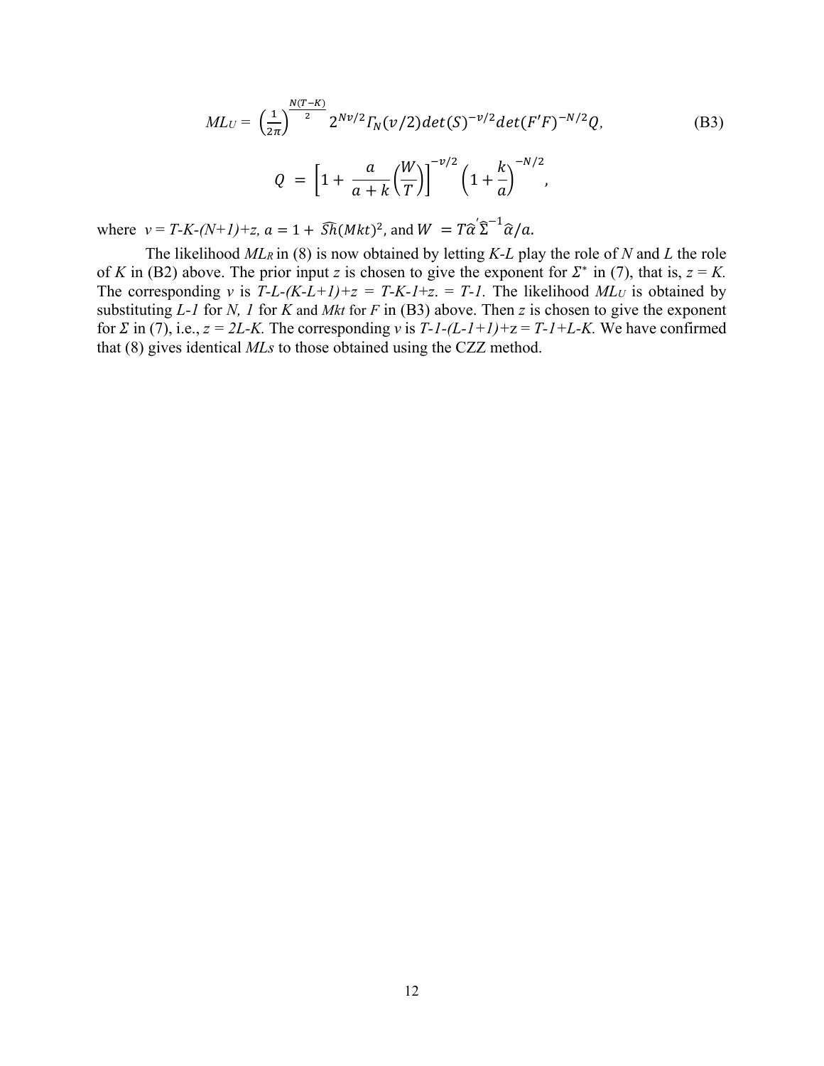$$ML_U = \left(\frac{1}{2\pi}\right)^{\frac{N(T-K)}{2}} 2^{Nv/2}\Gamma_N(v/2)det(S)^{-v/2}det(F'F)^{-N/2}Q, \tag{B3}$$

$$Q = \left[1 + \frac{a}{a+k}\left(\frac{W}{T}\right)\right]^{-v/2}\left(1+\frac{k}{a}\right)^{-N/2},$$

where $v = T\text{-}K\text{-}(N\text{+}1)\text{+}z$, $a = 1 + \widehat{Sh}(Mkt)^2$, and $W = T\hat{\alpha}'\hat{\Sigma}^{-1}\hat{\alpha}/a$.

The likelihood $ML_R$ in (8) is now obtained by letting $K\text{-}L$ play the role of $N$ and $L$ the role of $K$ in (B2) above. The prior input $z$ is chosen to give the exponent for $\Sigma^*$ in (7), that is, $z = K$. The corresponding $v$ is $T\text{-}L\text{-}(K\text{-}L\text{+}1)\text{+}z = T\text{-}K\text{-}1\text{+}z. = T\text{-}1$. The likelihood $ML_U$ is obtained by substituting $L\text{-}1$ for $N$, $1$ for $K$ and $Mkt$ for $F$ in (B3) above. Then $z$ is chosen to give the exponent for $\Sigma$ in (7), i.e., $z = 2L\text{-}K$. The corresponding $v$ is $T\text{-}1\text{-}(L\text{-}1\text{+}1)\text{+}z = T\text{-}1\text{+}L\text{-}K$. We have confirmed that (8) gives identical $MLs$ to those obtained using the CZZ method.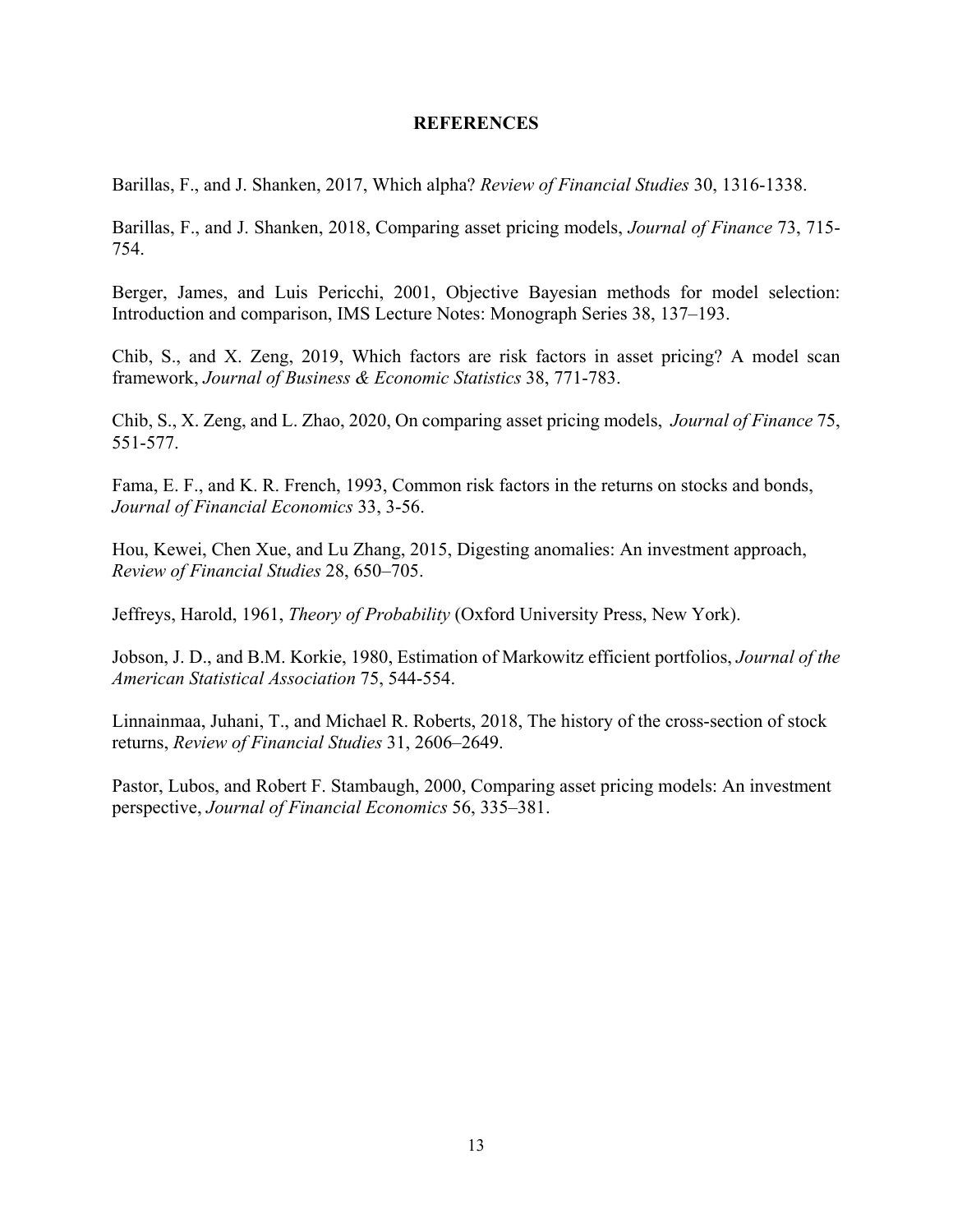## REFERENCES

Barillas, F., and J. Shanken, 2017, Which alpha? *Review of Financial Studies* 30, 1316-1338.

Barillas, F., and J. Shanken, 2018, Comparing asset pricing models, *Journal of Finance* 73, 715-754.

Berger, James, and Luis Pericchi, 2001, Objective Bayesian methods for model selection: Introduction and comparison, IMS Lecture Notes: Monograph Series 38, 137–193.

Chib, S., and X. Zeng, 2019, Which factors are risk factors in asset pricing? A model scan framework, *Journal of Business & Economic Statistics* 38, 771-783.

Chib, S., X. Zeng, and L. Zhao, 2020, On comparing asset pricing models, *Journal of Finance* 75, 551-577.

Fama, E. F., and K. R. French, 1993, Common risk factors in the returns on stocks and bonds, *Journal of Financial Economics* 33, 3-56.

Hou, Kewei, Chen Xue, and Lu Zhang, 2015, Digesting anomalies: An investment approach, *Review of Financial Studies* 28, 650–705.

Jeffreys, Harold, 1961, *Theory of Probability* (Oxford University Press, New York).

Jobson, J. D., and B.M. Korkie, 1980, Estimation of Markowitz efficient portfolios, *Journal of the American Statistical Association* 75, 544-554.

Linnainmaa, Juhani, T., and Michael R. Roberts, 2018, The history of the cross-section of stock returns, *Review of Financial Studies* 31, 2606–2649.

Pastor, Lubos, and Robert F. Stambaugh, 2000, Comparing asset pricing models: An investment perspective, *Journal of Financial Economics* 56, 335–381.